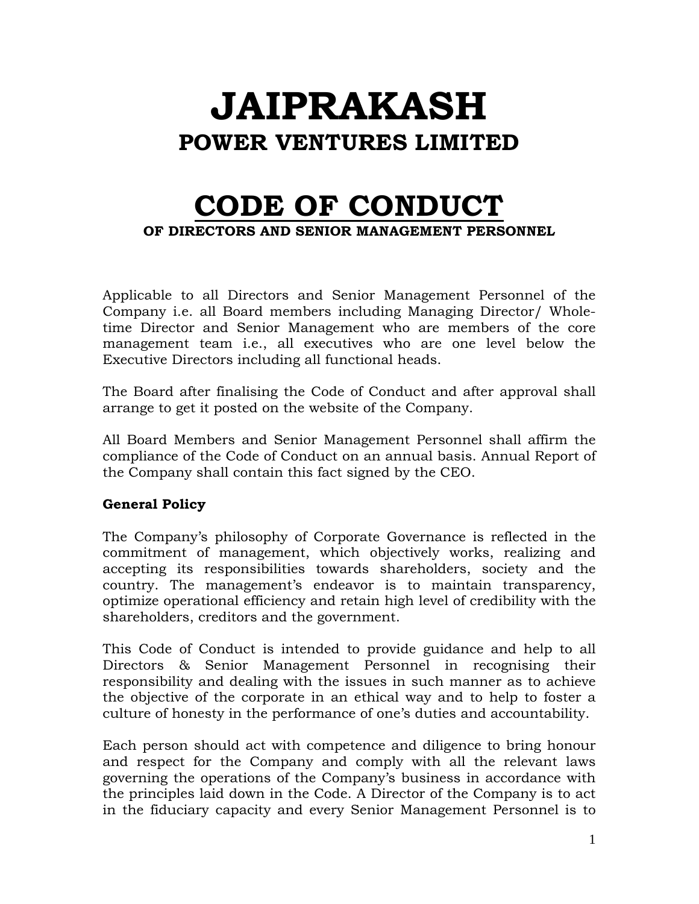# JAIPRAKASH

## POWER VENTURES LIMITED

# CODE OF CONDUCT

### OF DIRECTORS AND SENIOR MANAGEMENT PERSONNEL

Applicable to all Directors and Senior Management Personnel of the Company i.e. all Board members including Managing Director/ Whole-time Director and Senior Management who are members of the core management team i.e., all executives who are one level below the Executive Directors including all functional heads.

The Board after finalising the Code of Conduct and after approval shall arrange to get it posted on the website of the Company.

All Board Members and Senior Management Personnel shall affirm the compliance of the Code of Conduct on an annual basis. Annual Report of the Company shall contain this fact signed by the CEO.

**General Policy**

The Company's philosophy of Corporate Governance is reflected in the commitment of management, which objectively works, realizing and accepting its responsibilities towards shareholders, society and the country. The management's endeavor is to maintain transparency, optimize operational efficiency and retain high level of credibility with the shareholders, creditors and the government.

This Code of Conduct is intended to provide guidance and help to all Directors & Senior Management Personnel in recognising their responsibility and dealing with the issues in such manner as to achieve the objective of the corporate in an ethical way and to help to foster a culture of honesty in the performance of one's duties and accountability.

Each person should act with competence and diligence to bring honour and respect for the Company and comply with all the relevant laws governing the operations of the Company's business in accordance with the principles laid down in the Code. A Director of the Company is to act in the fiduciary capacity and every Senior Management Personnel is to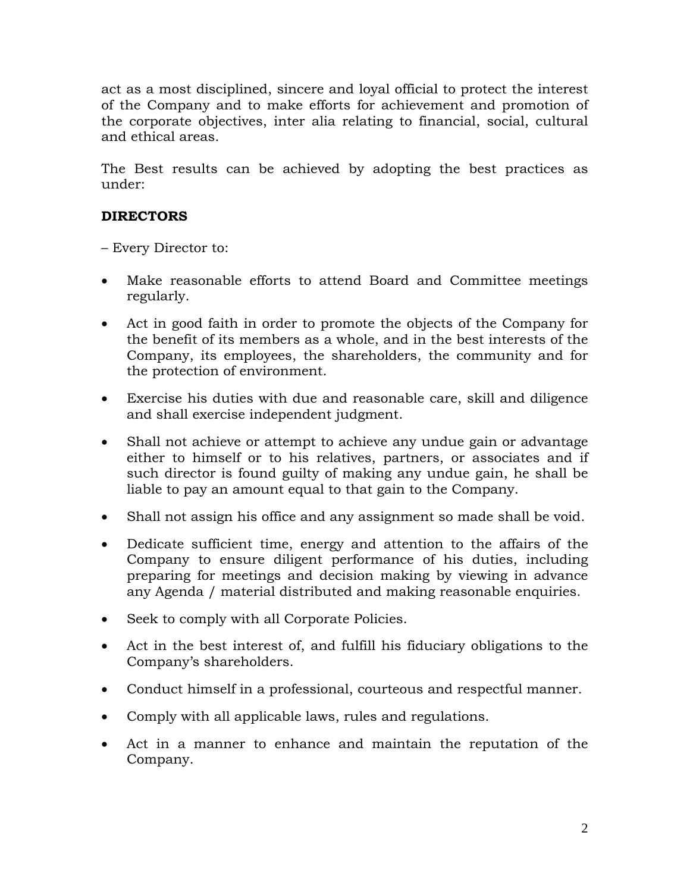act as a most disciplined, sincere and loyal official to protect the interest of the Company and to make efforts for achievement and promotion of the corporate objectives, inter alia relating to financial, social, cultural and ethical areas.

The Best results can be achieved by adopting the best practices as under:

**DIRECTORS**

– Every Director to:

- Make reasonable efforts to attend Board and Committee meetings regularly.
- Act in good faith in order to promote the objects of the Company for the benefit of its members as a whole, and in the best interests of the Company, its employees, the shareholders, the community and for the protection of environment.
- Exercise his duties with due and reasonable care, skill and diligence and shall exercise independent judgment.
- Shall not achieve or attempt to achieve any undue gain or advantage either to himself or to his relatives, partners, or associates and if such director is found guilty of making any undue gain, he shall be liable to pay an amount equal to that gain to the Company.
- Shall not assign his office and any assignment so made shall be void.
- Dedicate sufficient time, energy and attention to the affairs of the Company to ensure diligent performance of his duties, including preparing for meetings and decision making by viewing in advance any Agenda / material distributed and making reasonable enquiries.
- Seek to comply with all Corporate Policies.
- Act in the best interest of, and fulfill his fiduciary obligations to the Company's shareholders.
- Conduct himself in a professional, courteous and respectful manner.
- Comply with all applicable laws, rules and regulations.
- Act in a manner to enhance and maintain the reputation of the Company.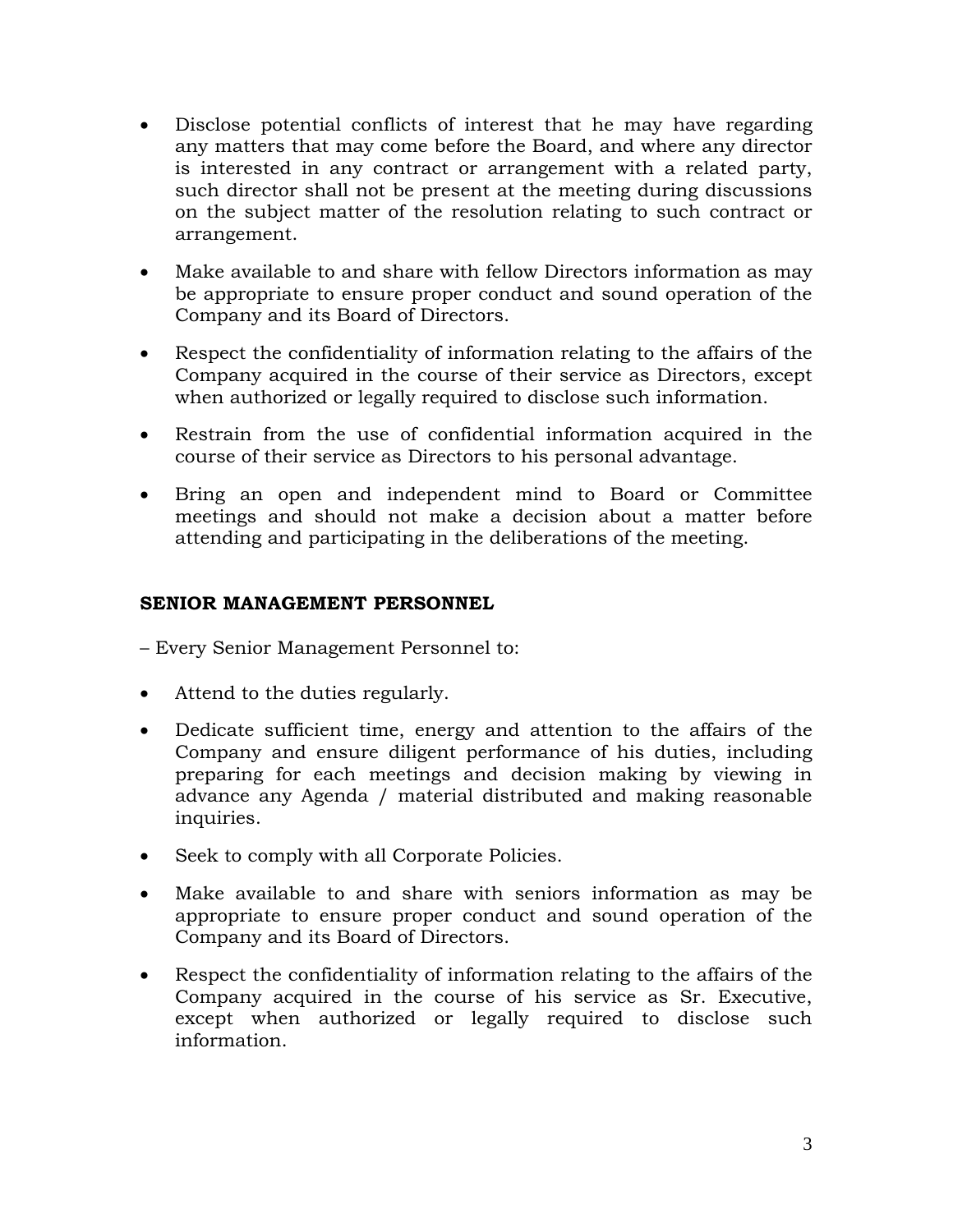- Disclose potential conflicts of interest that he may have regarding any matters that may come before the Board, and where any director is interested in any contract or arrangement with a related party, such director shall not be present at the meeting during discussions on the subject matter of the resolution relating to such contract or arrangement.
- Make available to and share with fellow Directors information as may be appropriate to ensure proper conduct and sound operation of the Company and its Board of Directors.
- Respect the confidentiality of information relating to the affairs of the Company acquired in the course of their service as Directors, except when authorized or legally required to disclose such information.
- Restrain from the use of confidential information acquired in the course of their service as Directors to his personal advantage.
- Bring an open and independent mind to Board or Committee meetings and should not make a decision about a matter before attending and participating in the deliberations of the meeting.

**SENIOR MANAGEMENT PERSONNEL**

– Every Senior Management Personnel to:

- Attend to the duties regularly.
- Dedicate sufficient time, energy and attention to the affairs of the Company and ensure diligent performance of his duties, including preparing for each meetings and decision making by viewing in advance any Agenda / material distributed and making reasonable inquiries.
- Seek to comply with all Corporate Policies.
- Make available to and share with seniors information as may be appropriate to ensure proper conduct and sound operation of the Company and its Board of Directors.
- Respect the confidentiality of information relating to the affairs of the Company acquired in the course of his service as Sr. Executive, except when authorized or legally required to disclose such information.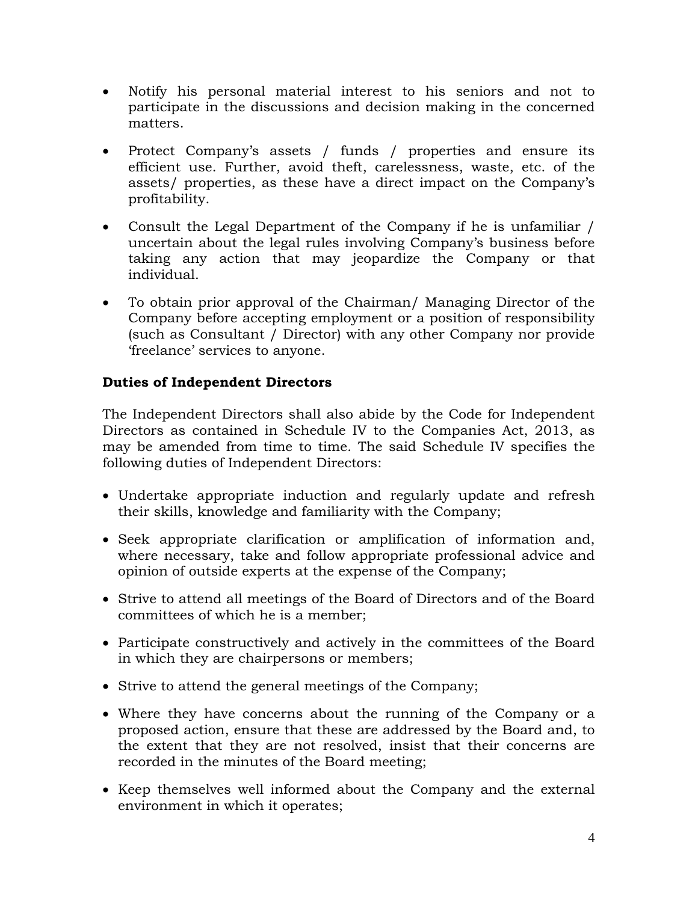- Notify his personal material interest to his seniors and not to participate in the discussions and decision making in the concerned matters.

- Protect Company's assets / funds / properties and ensure its efficient use. Further, avoid theft, carelessness, waste, etc. of the assets/ properties, as these have a direct impact on the Company's profitability.

- Consult the Legal Department of the Company if he is unfamiliar / uncertain about the legal rules involving Company's business before taking any action that may jeopardize the Company or that individual.

- To obtain prior approval of the Chairman/ Managing Director of the Company before accepting employment or a position of responsibility (such as Consultant / Director) with any other Company nor provide 'freelance' services to anyone.

**Duties of Independent Directors**

The Independent Directors shall also abide by the Code for Independent Directors as contained in Schedule IV to the Companies Act, 2013, as may be amended from time to time. The said Schedule IV specifies the following duties of Independent Directors:

- Undertake appropriate induction and regularly update and refresh their skills, knowledge and familiarity with the Company;

- Seek appropriate clarification or amplification of information and, where necessary, take and follow appropriate professional advice and opinion of outside experts at the expense of the Company;

- Strive to attend all meetings of the Board of Directors and of the Board committees of which he is a member;

- Participate constructively and actively in the committees of the Board in which they are chairpersons or members;

- Strive to attend the general meetings of the Company;

- Where they have concerns about the running of the Company or a proposed action, ensure that these are addressed by the Board and, to the extent that they are not resolved, insist that their concerns are recorded in the minutes of the Board meeting;

- Keep themselves well informed about the Company and the external environment in which it operates;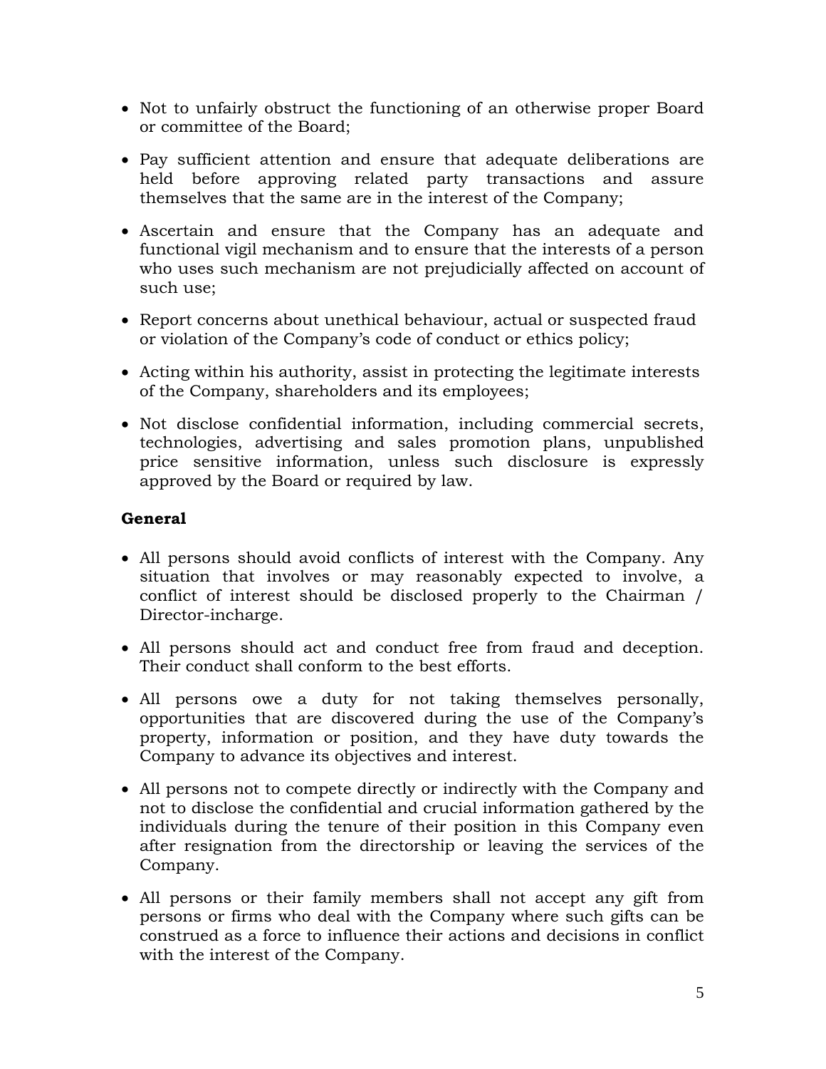- Not to unfairly obstruct the functioning of an otherwise proper Board or committee of the Board;
- Pay sufficient attention and ensure that adequate deliberations are held before approving related party transactions and assure themselves that the same are in the interest of the Company;
- Ascertain and ensure that the Company has an adequate and functional vigil mechanism and to ensure that the interests of a person who uses such mechanism are not prejudicially affected on account of such use;
- Report concerns about unethical behaviour, actual or suspected fraud or violation of the Company's code of conduct or ethics policy;
- Acting within his authority, assist in protecting the legitimate interests of the Company, shareholders and its employees;
- Not disclose confidential information, including commercial secrets, technologies, advertising and sales promotion plans, unpublished price sensitive information, unless such disclosure is expressly approved by the Board or required by law.

**General**

- All persons should avoid conflicts of interest with the Company. Any situation that involves or may reasonably expected to involve, a conflict of interest should be disclosed properly to the Chairman / Director-incharge.
- All persons should act and conduct free from fraud and deception. Their conduct shall conform to the best efforts.
- All persons owe a duty for not taking themselves personally, opportunities that are discovered during the use of the Company's property, information or position, and they have duty towards the Company to advance its objectives and interest.
- All persons not to compete directly or indirectly with the Company and not to disclose the confidential and crucial information gathered by the individuals during the tenure of their position in this Company even after resignation from the directorship or leaving the services of the Company.
- All persons or their family members shall not accept any gift from persons or firms who deal with the Company where such gifts can be construed as a force to influence their actions and decisions in conflict with the interest of the Company.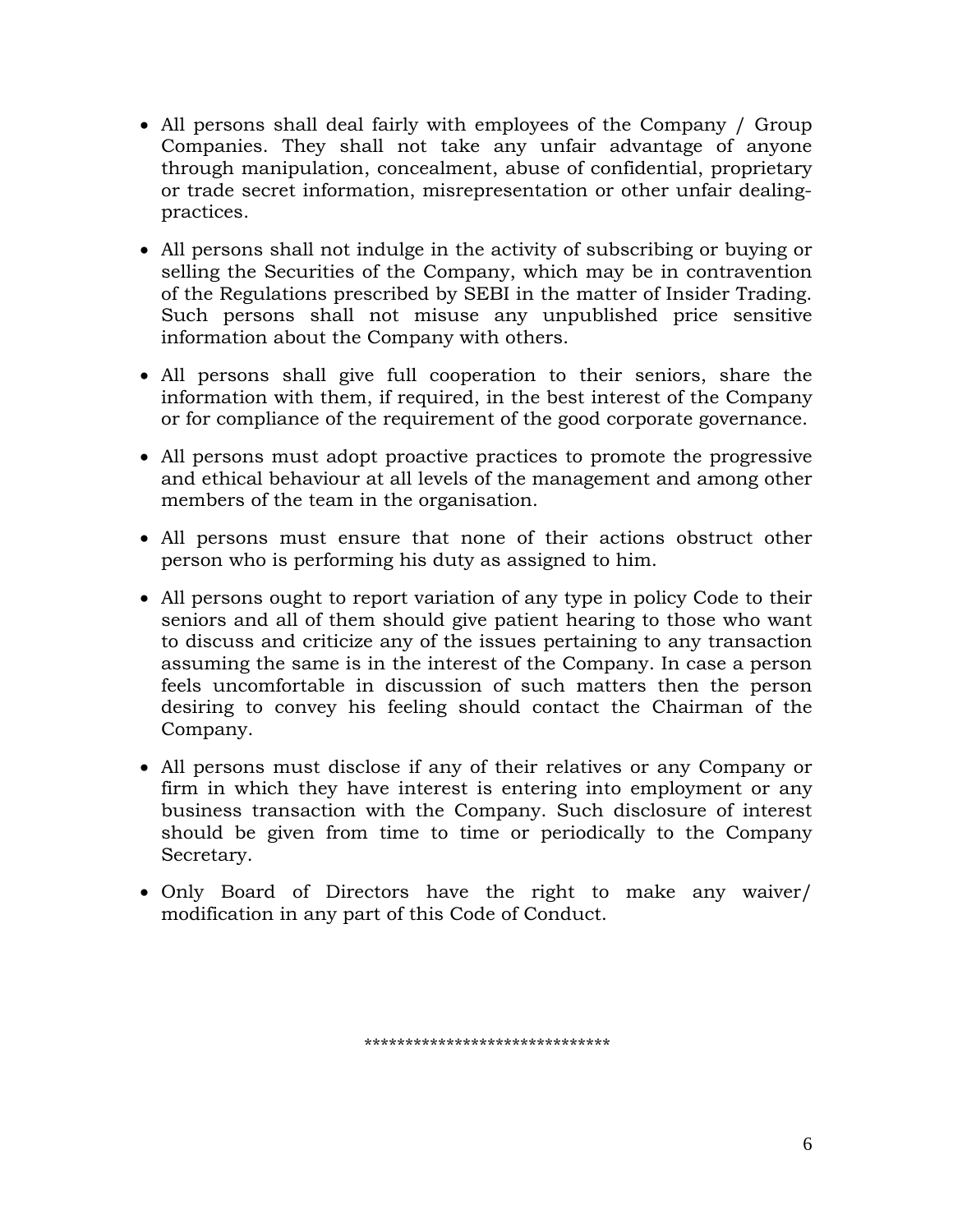- All persons shall deal fairly with employees of the Company / Group Companies. They shall not take any unfair advantage of anyone through manipulation, concealment, abuse of confidential, proprietary or trade secret information, misrepresentation or other unfair dealing-practices.

- All persons shall not indulge in the activity of subscribing or buying or selling the Securities of the Company, which may be in contravention of the Regulations prescribed by SEBI in the matter of Insider Trading. Such persons shall not misuse any unpublished price sensitive information about the Company with others.

- All persons shall give full cooperation to their seniors, share the information with them, if required, in the best interest of the Company or for compliance of the requirement of the good corporate governance.

- All persons must adopt proactive practices to promote the progressive and ethical behaviour at all levels of the management and among other members of the team in the organisation.

- All persons must ensure that none of their actions obstruct other person who is performing his duty as assigned to him.

- All persons ought to report variation of any type in policy Code to their seniors and all of them should give patient hearing to those who want to discuss and criticize any of the issues pertaining to any transaction assuming the same is in the interest of the Company. In case a person feels uncomfortable in discussion of such matters then the person desiring to convey his feeling should contact the Chairman of the Company.

- All persons must disclose if any of their relatives or any Company or firm in which they have interest is entering into employment or any business transaction with the Company. Such disclosure of interest should be given from time to time or periodically to the Company Secretary.

- Only Board of Directors have the right to make any waiver/ modification in any part of this Code of Conduct.

******************************